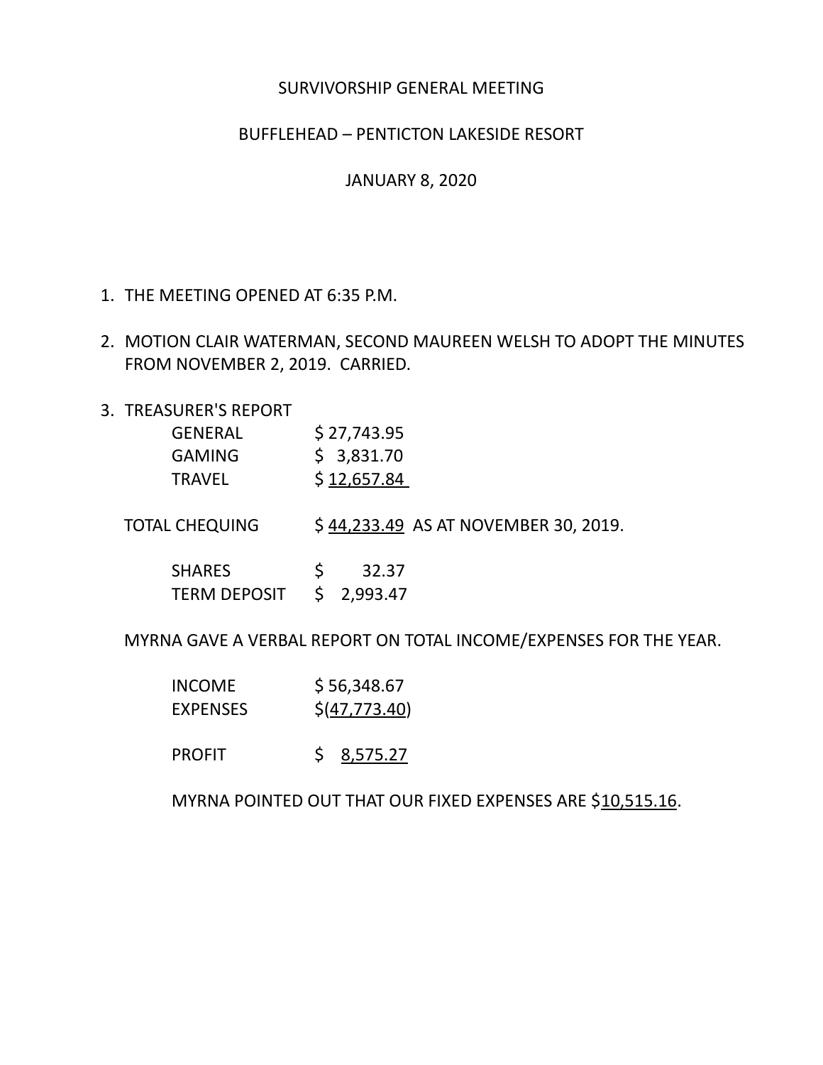SURVIVORSHIP GENERAL MEETING

BUFFLEHEAD – PENTICTON LAKESIDE RESORT

JANUARY 8, 2020

1. THE MEETING OPENED AT 6:35 P.M.

2. MOTION CLAIR WATERMAN, SECOND MAUREEN WELSH TO ADOPT THE MINUTES FROM NOVEMBER 2, 2019. CARRIED.

3. TREASURER'S REPORT

   | | |
   |---|---|
   | GENERAL | $ 27,743.95 |
   | GAMING | $ 3,831.70 |
   | TRAVEL | $ 12,657.84 |

   TOTAL CHEQUING $ 44,233.49 AS AT NOVEMBER 30, 2019.

   | | |
   |---|---|
   | SHARES | $ 32.37 |
   | TERM DEPOSIT | $ 2,993.47 |

   MYRNA GAVE A VERBAL REPORT ON TOTAL INCOME/EXPENSES FOR THE YEAR.

   | | |
   |---|---|
   | INCOME | $ 56,348.67 |
   | EXPENSES | $(47,773.40) |
   | PROFIT | $ 8,575.27 |

   MYRNA POINTED OUT THAT OUR FIXED EXPENSES ARE $10,515.16.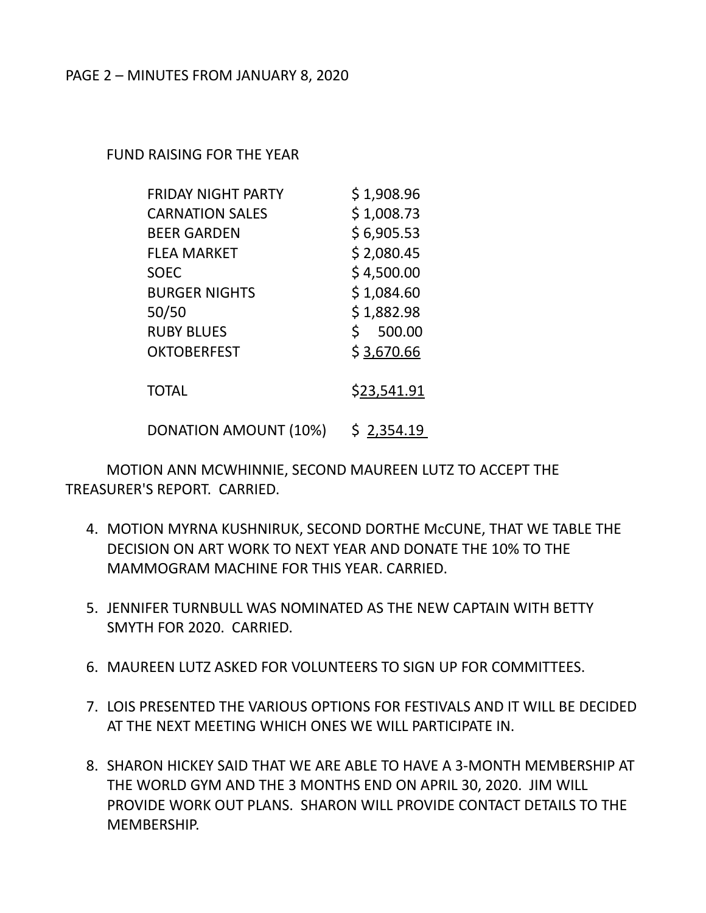FUND RAISING FOR THE YEAR

| | |
|---|---|
| FRIDAY NIGHT PARTY | $ 1,908.96 |
| CARNATION SALES | $ 1,008.73 |
| BEER GARDEN | $ 6,905.53 |
| FLEA MARKET | $ 2,080.45 |
| SOEC | $ 4,500.00 |
| BURGER NIGHTS | $ 1,084.60 |
| 50/50 | $ 1,882.98 |
| RUBY BLUES | $ 500.00 |
| OKTOBERFEST | $ 3,670.66 |
| TOTAL | $23,541.91 |
| DONATION AMOUNT (10%) | $ 2,354.19 |

MOTION ANN MCWHINNIE, SECOND MAUREEN LUTZ TO ACCEPT THE TREASURER'S REPORT. CARRIED.

4. MOTION MYRNA KUSHNIRUK, SECOND DORTHE McCUNE, THAT WE TABLE THE DECISION ON ART WORK TO NEXT YEAR AND DONATE THE 10% TO THE MAMMOGRAM MACHINE FOR THIS YEAR. CARRIED.

5. JENNIFER TURNBULL WAS NOMINATED AS THE NEW CAPTAIN WITH BETTY SMYTH FOR 2020. CARRIED.

6. MAUREEN LUTZ ASKED FOR VOLUNTEERS TO SIGN UP FOR COMMITTEES.

7. LOIS PRESENTED THE VARIOUS OPTIONS FOR FESTIVALS AND IT WILL BE DECIDED AT THE NEXT MEETING WHICH ONES WE WILL PARTICIPATE IN.

8. SHARON HICKEY SAID THAT WE ARE ABLE TO HAVE A 3-MONTH MEMBERSHIP AT THE WORLD GYM AND THE 3 MONTHS END ON APRIL 30, 2020. JIM WILL PROVIDE WORK OUT PLANS. SHARON WILL PROVIDE CONTACT DETAILS TO THE MEMBERSHIP.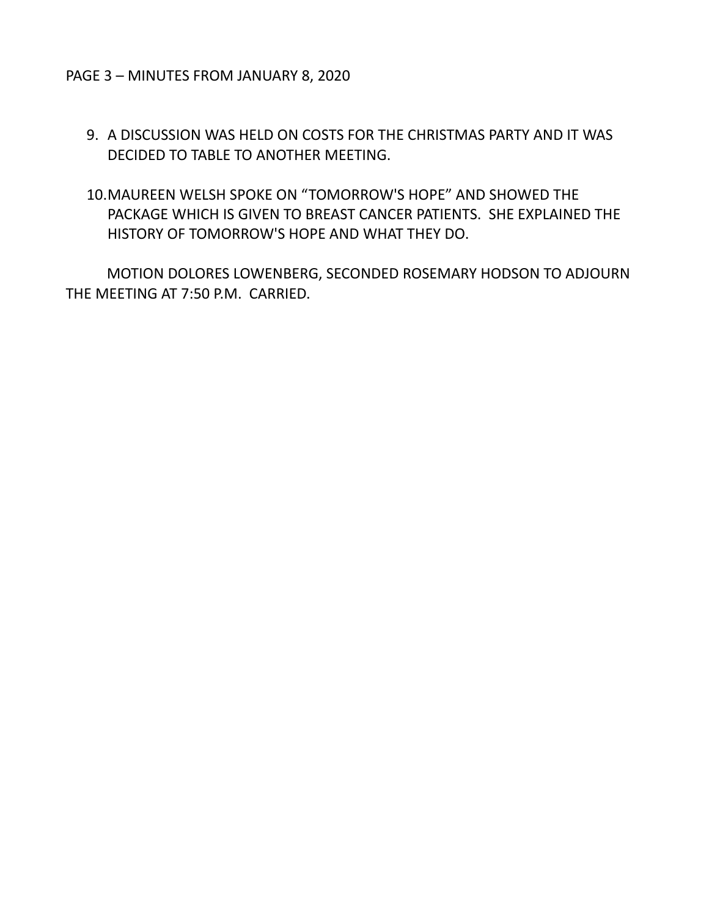9. A DISCUSSION WAS HELD ON COSTS FOR THE CHRISTMAS PARTY AND IT WAS DECIDED TO TABLE TO ANOTHER MEETING.

10. MAUREEN WELSH SPOKE ON "TOMORROW'S HOPE" AND SHOWED THE PACKAGE WHICH IS GIVEN TO BREAST CANCER PATIENTS. SHE EXPLAINED THE HISTORY OF TOMORROW'S HOPE AND WHAT THEY DO.

MOTION DOLORES LOWENBERG, SECONDED ROSEMARY HODSON TO ADJOURN THE MEETING AT 7:50 P.M. CARRIED.